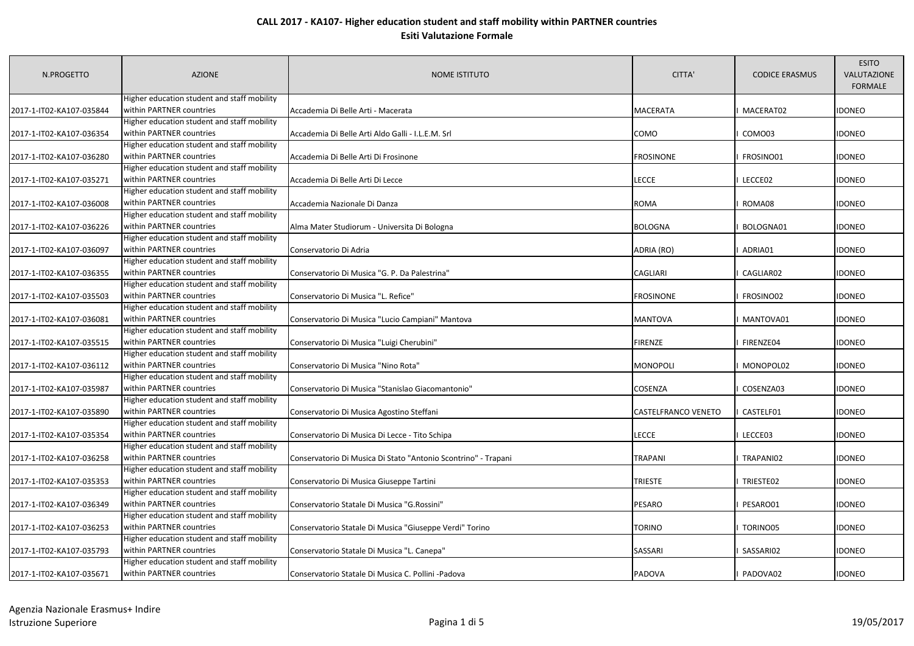# CALL 2017 - KA107- Higher education student and staff mobility within PARTNER countries

## Esiti Valutazione Formale

| N.PROGETTO | AZIONE | NOME ISTITUTO | CITTA' | CODICE ERASMUS | ESITO VALUTAZIONE FORMALE |
|---|---|---|---|---|---|
| 2017-1-IT02-KA107-035844 | Higher education student and staff mobility within PARTNER countries | Accademia Di Belle Arti - Macerata | MACERATA | I MACERAT02 | IDONEO |
| 2017-1-IT02-KA107-036354 | Higher education student and staff mobility within PARTNER countries | Accademia Di Belle Arti Aldo Galli - I.L.E.M. Srl | COMO | I COMO03 | IDONEO |
| 2017-1-IT02-KA107-036280 | Higher education student and staff mobility within PARTNER countries | Accademia Di Belle Arti Di Frosinone | FROSINONE | I FROSINO01 | IDONEO |
| 2017-1-IT02-KA107-035271 | Higher education student and staff mobility within PARTNER countries | Accademia Di Belle Arti Di Lecce | LECCE | I LECCE02 | IDONEO |
| 2017-1-IT02-KA107-036008 | Higher education student and staff mobility within PARTNER countries | Accademia Nazionale Di Danza | ROMA | I ROMA08 | IDONEO |
| 2017-1-IT02-KA107-036226 | Higher education student and staff mobility within PARTNER countries | Alma Mater Studiorum - Universita Di Bologna | BOLOGNA | I BOLOGNA01 | IDONEO |
| 2017-1-IT02-KA107-036097 | Higher education student and staff mobility within PARTNER countries | Conservatorio Di Adria | ADRIA (RO) | I ADRIA01 | IDONEO |
| 2017-1-IT02-KA107-036355 | Higher education student and staff mobility within PARTNER countries | Conservatorio Di Musica "G. P. Da Palestrina" | CAGLIARI | I CAGLIAR02 | IDONEO |
| 2017-1-IT02-KA107-035503 | Higher education student and staff mobility within PARTNER countries | Conservatorio Di Musica "L. Refice" | FROSINONE | I FROSINO02 | IDONEO |
| 2017-1-IT02-KA107-036081 | Higher education student and staff mobility within PARTNER countries | Conservatorio Di Musica "Lucio Campiani" Mantova | MANTOVA | I MANTOVA01 | IDONEO |
| 2017-1-IT02-KA107-035515 | Higher education student and staff mobility within PARTNER countries | Conservatorio Di Musica "Luigi Cherubini" | FIRENZE | I FIRENZE04 | IDONEO |
| 2017-1-IT02-KA107-036112 | Higher education student and staff mobility within PARTNER countries | Conservatorio Di Musica "Nino Rota" | MONOPOLI | I MONOPOL02 | IDONEO |
| 2017-1-IT02-KA107-035987 | Higher education student and staff mobility within PARTNER countries | Conservatorio Di Musica "Stanislao Giacomantonio" | COSENZA | I COSENZA03 | IDONEO |
| 2017-1-IT02-KA107-035890 | Higher education student and staff mobility within PARTNER countries | Conservatorio Di Musica Agostino Steffani | CASTELFRANCO VENETO | I CASTELF01 | IDONEO |
| 2017-1-IT02-KA107-035354 | Higher education student and staff mobility within PARTNER countries | Conservatorio Di Musica Di Lecce - Tito Schipa | LECCE | I LECCE03 | IDONEO |
| 2017-1-IT02-KA107-036258 | Higher education student and staff mobility within PARTNER countries | Conservatorio Di Musica Di Stato "Antonio Scontrino" - Trapani | TRAPANI | I TRAPANI02 | IDONEO |
| 2017-1-IT02-KA107-035353 | Higher education student and staff mobility within PARTNER countries | Conservatorio Di Musica Giuseppe Tartini | TRIESTE | I TRIESTE02 | IDONEO |
| 2017-1-IT02-KA107-036349 | Higher education student and staff mobility within PARTNER countries | Conservatorio Statale Di Musica "G.Rossini" | PESARO | I PESARO01 | IDONEO |
| 2017-1-IT02-KA107-036253 | Higher education student and staff mobility within PARTNER countries | Conservatorio Statale Di Musica "Giuseppe Verdi" Torino | TORINO | I TORINO05 | IDONEO |
| 2017-1-IT02-KA107-035793 | Higher education student and staff mobility within PARTNER countries | Conservatorio Statale Di Musica "L. Canepa" | SASSARI | I SASSARI02 | IDONEO |
| 2017-1-IT02-KA107-035671 | Higher education student and staff mobility within PARTNER countries | Conservatorio Statale Di Musica C. Pollini -Padova | PADOVA | I PADOVA02 | IDONEO |

Agenzia Nazionale Erasmus+ Indire
Istruzione Superiore

19/05/2017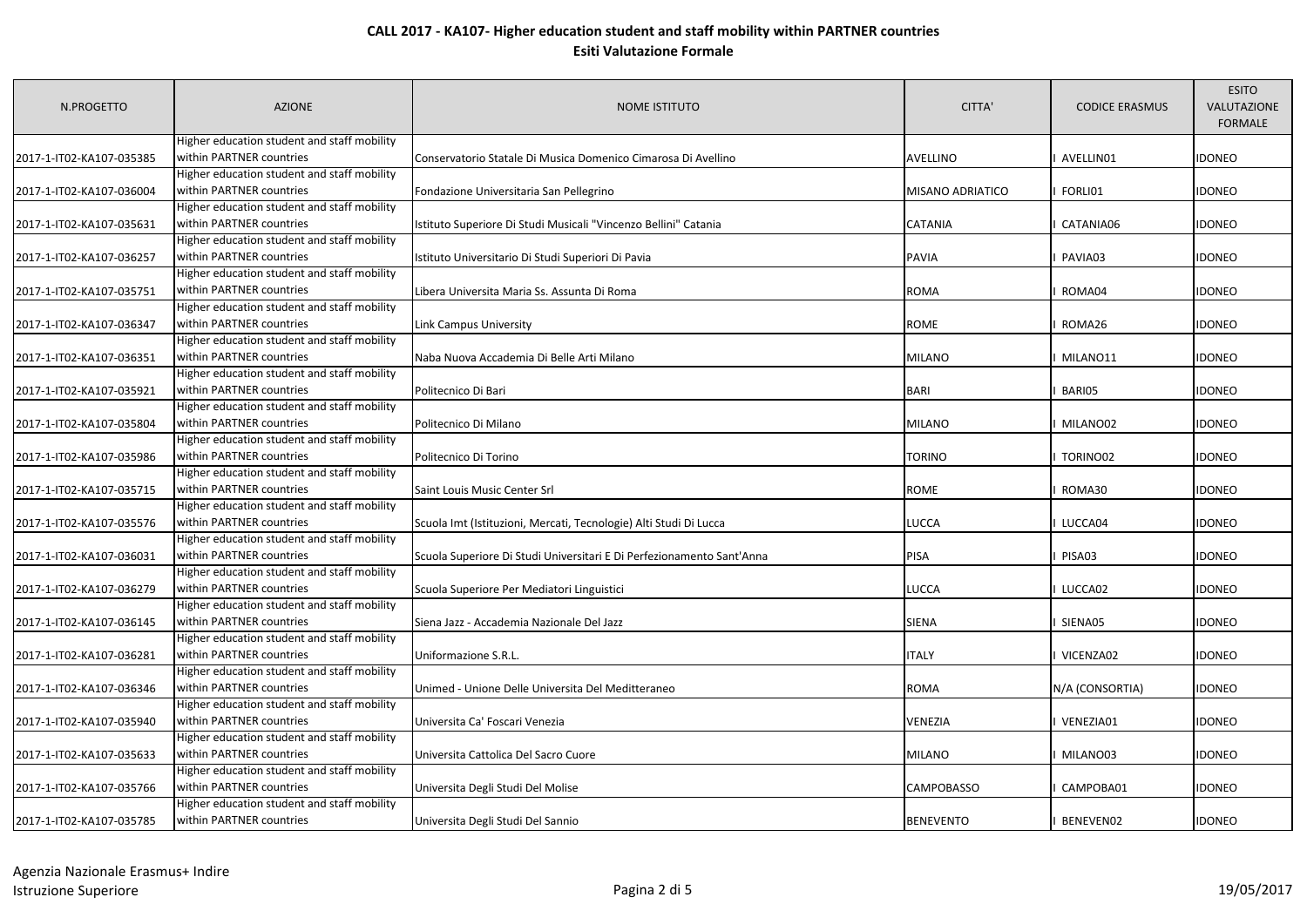# CALL 2017 - KA107- Higher education student and staff mobility within PARTNER countries

## Esiti Valutazione Formale

| N.PROGETTO | AZIONE | NOME ISTITUTO | CITTA' | CODICE ERASMUS | ESITO VALUTAZIONE FORMALE |
|---|---|---|---|---|---|
| 2017-1-IT02-KA107-035385 | Higher education student and staff mobility within PARTNER countries | Conservatorio Statale Di Musica Domenico Cimarosa Di Avellino | AVELLINO | I AVELLIN01 | IDONEO |
| 2017-1-IT02-KA107-036004 | Higher education student and staff mobility within PARTNER countries | Fondazione Universitaria San Pellegrino | MISANO ADRIATICO | I FORLI01 | IDONEO |
| 2017-1-IT02-KA107-035631 | Higher education student and staff mobility within PARTNER countries | Istituto Superiore Di Studi Musicali "Vincenzo Bellini" Catania | CATANIA | I CATANIA06 | IDONEO |
| 2017-1-IT02-KA107-036257 | Higher education student and staff mobility within PARTNER countries | Istituto Universitario Di Studi Superiori Di Pavia | PAVIA | I PAVIA03 | IDONEO |
| 2017-1-IT02-KA107-035751 | Higher education student and staff mobility within PARTNER countries | Libera Universita Maria Ss. Assunta Di Roma | ROMA | I ROMA04 | IDONEO |
| 2017-1-IT02-KA107-036347 | Higher education student and staff mobility within PARTNER countries | Link Campus University | ROME | I ROMA26 | IDONEO |
| 2017-1-IT02-KA107-036351 | Higher education student and staff mobility within PARTNER countries | Naba Nuova Accademia Di Belle Arti Milano | MILANO | I MILANO11 | IDONEO |
| 2017-1-IT02-KA107-035921 | Higher education student and staff mobility within PARTNER countries | Politecnico Di Bari | BARI | I BARI05 | IDONEO |
| 2017-1-IT02-KA107-035804 | Higher education student and staff mobility within PARTNER countries | Politecnico Di Milano | MILANO | I MILANO02 | IDONEO |
| 2017-1-IT02-KA107-035986 | Higher education student and staff mobility within PARTNER countries | Politecnico Di Torino | TORINO | I TORINO02 | IDONEO |
| 2017-1-IT02-KA107-035715 | Higher education student and staff mobility within PARTNER countries | Saint Louis Music Center Srl | ROME | I ROMA30 | IDONEO |
| 2017-1-IT02-KA107-035576 | Higher education student and staff mobility within PARTNER countries | Scuola Imt (Istituzioni, Mercati, Tecnologie) Alti Studi Di Lucca | LUCCA | I LUCCA04 | IDONEO |
| 2017-1-IT02-KA107-036031 | Higher education student and staff mobility within PARTNER countries | Scuola Superiore Di Studi Universitari E Di Perfezionamento Sant'Anna | PISA | I PISA03 | IDONEO |
| 2017-1-IT02-KA107-036279 | Higher education student and staff mobility within PARTNER countries | Scuola Superiore Per Mediatori Linguistici | LUCCA | I LUCCA02 | IDONEO |
| 2017-1-IT02-KA107-036145 | Higher education student and staff mobility within PARTNER countries | Siena Jazz - Accademia Nazionale Del Jazz | SIENA | I SIENA05 | IDONEO |
| 2017-1-IT02-KA107-036281 | Higher education student and staff mobility within PARTNER countries | Uniformazione S.R.L. | ITALY | I VICENZA02 | IDONEO |
| 2017-1-IT02-KA107-036346 | Higher education student and staff mobility within PARTNER countries | Unimed - Unione Delle Universita Del Meditteraneo | ROMA | N/A (CONSORTIA) | IDONEO |
| 2017-1-IT02-KA107-035940 | Higher education student and staff mobility within PARTNER countries | Universita Ca' Foscari Venezia | VENEZIA | I VENEZIA01 | IDONEO |
| 2017-1-IT02-KA107-035633 | Higher education student and staff mobility within PARTNER countries | Universita Cattolica Del Sacro Cuore | MILANO | I MILANO03 | IDONEO |
| 2017-1-IT02-KA107-035766 | Higher education student and staff mobility within PARTNER countries | Universita Degli Studi Del Molise | CAMPOBASSO | I CAMPOBA01 | IDONEO |
| 2017-1-IT02-KA107-035785 | Higher education student and staff mobility within PARTNER countries | Universita Degli Studi Del Sannio | BENEVENTO | I BENEVEN02 | IDONEO |

Agenzia Nazionale Erasmus+ Indire
Istruzione Superiore

19/05/2017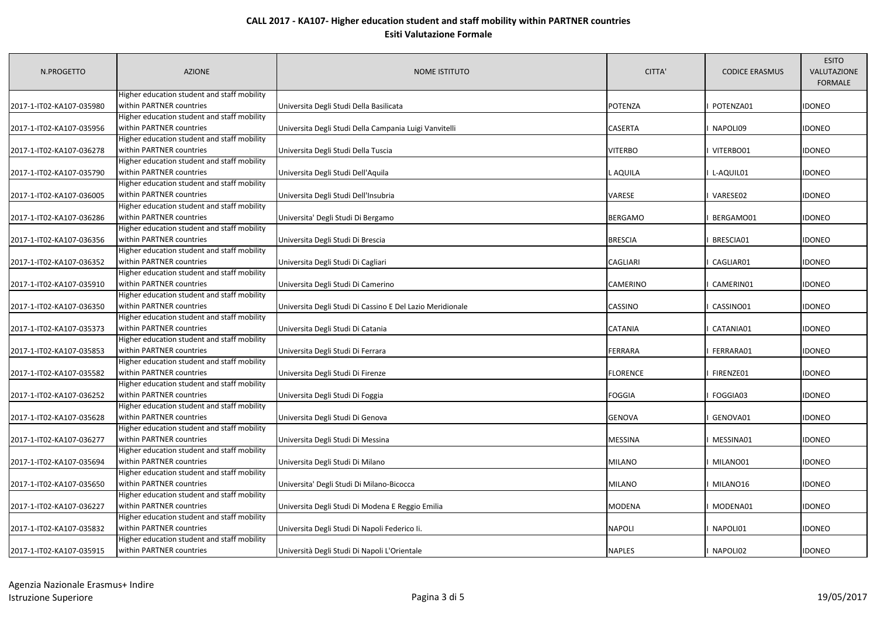# CALL 2017 - KA107- Higher education student and staff mobility within PARTNER countries

## Esiti Valutazione Formale

| N.PROGETTO | AZIONE | NOME ISTITUTO | CITTA' | CODICE ERASMUS | ESITO VALUTAZIONE FORMALE |
|---|---|---|---|---|---|
| 2017-1-IT02-KA107-035980 | Higher education student and staff mobility within PARTNER countries | Universita Degli Studi Della Basilicata | POTENZA | I POTENZA01 | IDONEO |
| 2017-1-IT02-KA107-035956 | Higher education student and staff mobility within PARTNER countries | Universita Degli Studi Della Campania Luigi Vanvitelli | CASERTA | I NAPOLI09 | IDONEO |
| 2017-1-IT02-KA107-036278 | Higher education student and staff mobility within PARTNER countries | Universita Degli Studi Della Tuscia | VITERBO | I VITERBO01 | IDONEO |
| 2017-1-IT02-KA107-035790 | Higher education student and staff mobility within PARTNER countries | Universita Degli Studi Dell'Aquila | L AQUILA | I L-AQUIL01 | IDONEO |
| 2017-1-IT02-KA107-036005 | Higher education student and staff mobility within PARTNER countries | Universita Degli Studi Dell'Insubria | VARESE | I VARESE02 | IDONEO |
| 2017-1-IT02-KA107-036286 | Higher education student and staff mobility within PARTNER countries | Universita' Degli Studi Di Bergamo | BERGAMO | I BERGAMO01 | IDONEO |
| 2017-1-IT02-KA107-036356 | Higher education student and staff mobility within PARTNER countries | Universita Degli Studi Di Brescia | BRESCIA | I BRESCIA01 | IDONEO |
| 2017-1-IT02-KA107-036352 | Higher education student and staff mobility within PARTNER countries | Universita Degli Studi Di Cagliari | CAGLIARI | I CAGLIAR01 | IDONEO |
| 2017-1-IT02-KA107-035910 | Higher education student and staff mobility within PARTNER countries | Universita Degli Studi Di Camerino | CAMERINO | I CAMERIN01 | IDONEO |
| 2017-1-IT02-KA107-036350 | Higher education student and staff mobility within PARTNER countries | Universita Degli Studi Di Cassino E Del Lazio Meridionale | CASSINO | I CASSINO01 | IDONEO |
| 2017-1-IT02-KA107-035373 | Higher education student and staff mobility within PARTNER countries | Universita Degli Studi Di Catania | CATANIA | I CATANIA01 | IDONEO |
| 2017-1-IT02-KA107-035853 | Higher education student and staff mobility within PARTNER countries | Universita Degli Studi Di Ferrara | FERRARA | I FERRARA01 | IDONEO |
| 2017-1-IT02-KA107-035582 | Higher education student and staff mobility within PARTNER countries | Universita Degli Studi Di Firenze | FLORENCE | I FIRENZE01 | IDONEO |
| 2017-1-IT02-KA107-036252 | Higher education student and staff mobility within PARTNER countries | Universita Degli Studi Di Foggia | FOGGIA | I FOGGIA03 | IDONEO |
| 2017-1-IT02-KA107-035628 | Higher education student and staff mobility within PARTNER countries | Universita Degli Studi Di Genova | GENOVA | I GENOVA01 | IDONEO |
| 2017-1-IT02-KA107-036277 | Higher education student and staff mobility within PARTNER countries | Universita Degli Studi Di Messina | MESSINA | I MESSINA01 | IDONEO |
| 2017-1-IT02-KA107-035694 | Higher education student and staff mobility within PARTNER countries | Universita Degli Studi Di Milano | MILANO | I MILANO01 | IDONEO |
| 2017-1-IT02-KA107-035650 | Higher education student and staff mobility within PARTNER countries | Universita' Degli Studi Di Milano-Bicocca | MILANO | I MILANO16 | IDONEO |
| 2017-1-IT02-KA107-036227 | Higher education student and staff mobility within PARTNER countries | Universita Degli Studi Di Modena E Reggio Emilia | MODENA | I MODENA01 | IDONEO |
| 2017-1-IT02-KA107-035832 | Higher education student and staff mobility within PARTNER countries | Universita Degli Studi Di Napoli Federico Ii. | NAPOLI | I NAPOLI01 | IDONEO |
| 2017-1-IT02-KA107-035915 | Higher education student and staff mobility within PARTNER countries | Università Degli Studi Di Napoli L'Orientale | NAPLES | I NAPOLI02 | IDONEO |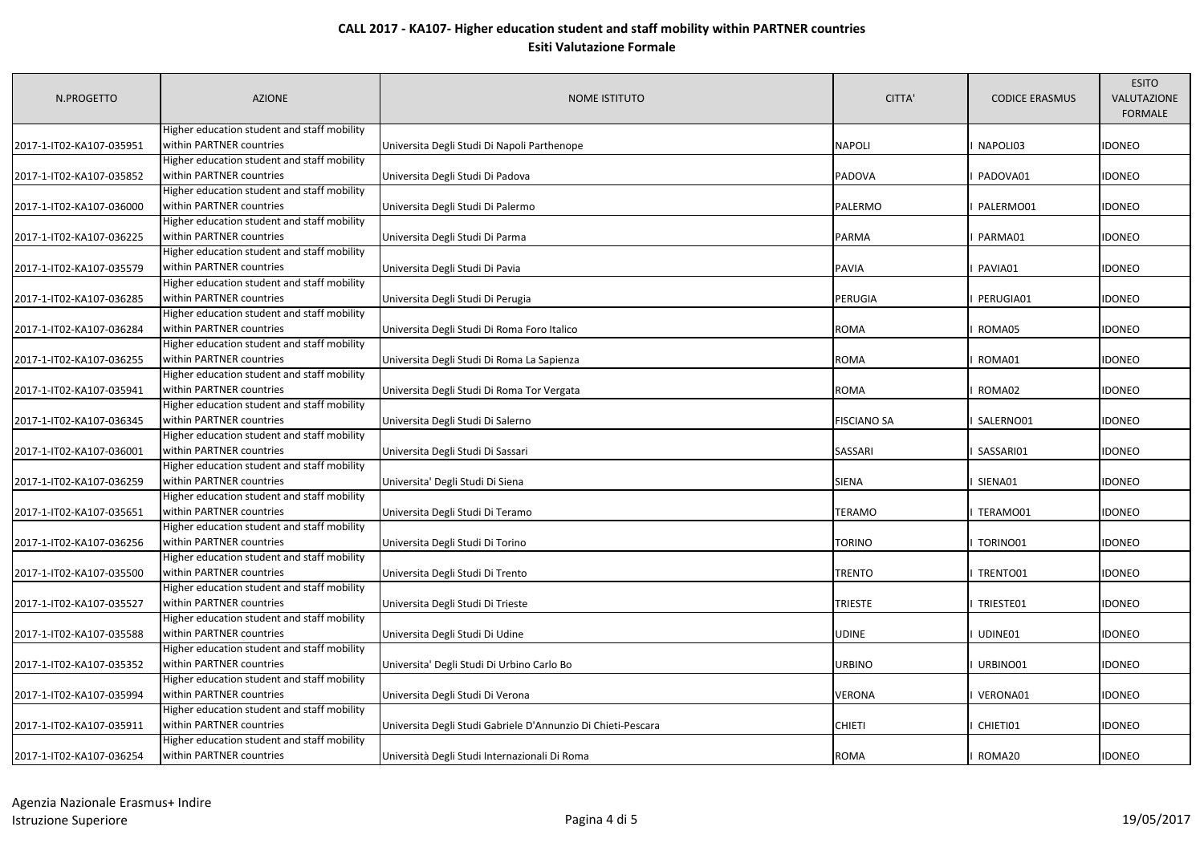# CALL 2017 - KA107- Higher education student and staff mobility within PARTNER countries

## Esiti Valutazione Formale

| N.PROGETTO | AZIONE | NOME ISTITUTO | CITTA' | CODICE ERASMUS | ESITO VALUTAZIONE FORMALE |
|---|---|---|---|---|---|
| 2017-1-IT02-KA107-035951 | Higher education student and staff mobility within PARTNER countries | Universita Degli Studi Di Napoli Parthenope | NAPOLI | I NAPOLI03 | IDONEO |
| 2017-1-IT02-KA107-035852 | Higher education student and staff mobility within PARTNER countries | Universita Degli Studi Di Padova | PADOVA | I PADOVA01 | IDONEO |
| 2017-1-IT02-KA107-036000 | Higher education student and staff mobility within PARTNER countries | Universita Degli Studi Di Palermo | PALERMO | I PALERMO01 | IDONEO |
| 2017-1-IT02-KA107-036225 | Higher education student and staff mobility within PARTNER countries | Universita Degli Studi Di Parma | PARMA | I PARMA01 | IDONEO |
| 2017-1-IT02-KA107-035579 | Higher education student and staff mobility within PARTNER countries | Universita Degli Studi Di Pavia | PAVIA | I PAVIA01 | IDONEO |
| 2017-1-IT02-KA107-036285 | Higher education student and staff mobility within PARTNER countries | Universita Degli Studi Di Perugia | PERUGIA | I PERUGIA01 | IDONEO |
| 2017-1-IT02-KA107-036284 | Higher education student and staff mobility within PARTNER countries | Universita Degli Studi Di Roma Foro Italico | ROMA | I ROMA05 | IDONEO |
| 2017-1-IT02-KA107-036255 | Higher education student and staff mobility within PARTNER countries | Universita Degli Studi Di Roma La Sapienza | ROMA | I ROMA01 | IDONEO |
| 2017-1-IT02-KA107-035941 | Higher education student and staff mobility within PARTNER countries | Universita Degli Studi Di Roma Tor Vergata | ROMA | I ROMA02 | IDONEO |
| 2017-1-IT02-KA107-036345 | Higher education student and staff mobility within PARTNER countries | Universita Degli Studi Di Salerno | FISCIANO SA | I SALERNO01 | IDONEO |
| 2017-1-IT02-KA107-036001 | Higher education student and staff mobility within PARTNER countries | Universita Degli Studi Di Sassari | SASSARI | I SASSARI01 | IDONEO |
| 2017-1-IT02-KA107-036259 | Higher education student and staff mobility within PARTNER countries | Universita' Degli Studi Di Siena | SIENA | I SIENA01 | IDONEO |
| 2017-1-IT02-KA107-035651 | Higher education student and staff mobility within PARTNER countries | Universita Degli Studi Di Teramo | TERAMO | I TERAMO01 | IDONEO |
| 2017-1-IT02-KA107-036256 | Higher education student and staff mobility within PARTNER countries | Universita Degli Studi Di Torino | TORINO | I TORINO01 | IDONEO |
| 2017-1-IT02-KA107-035500 | Higher education student and staff mobility within PARTNER countries | Universita Degli Studi Di Trento | TRENTO | I TRENTO01 | IDONEO |
| 2017-1-IT02-KA107-035527 | Higher education student and staff mobility within PARTNER countries | Universita Degli Studi Di Trieste | TRIESTE | I TRIESTE01 | IDONEO |
| 2017-1-IT02-KA107-035588 | Higher education student and staff mobility within PARTNER countries | Universita Degli Studi Di Udine | UDINE | I UDINE01 | IDONEO |
| 2017-1-IT02-KA107-035352 | Higher education student and staff mobility within PARTNER countries | Universita' Degli Studi Di Urbino Carlo Bo | URBINO | I URBINO01 | IDONEO |
| 2017-1-IT02-KA107-035994 | Higher education student and staff mobility within PARTNER countries | Universita Degli Studi Di Verona | VERONA | I VERONA01 | IDONEO |
| 2017-1-IT02-KA107-035911 | Higher education student and staff mobility within PARTNER countries | Universita Degli Studi Gabriele D'Annunzio Di Chieti-Pescara | CHIETI | I CHIETI01 | IDONEO |
| 2017-1-IT02-KA107-036254 | Higher education student and staff mobility within PARTNER countries | Università Degli Studi Internazionali Di Roma | ROMA | I ROMA20 | IDONEO |

Agenzia Nazionale Erasmus+ Indire
Istruzione Superiore

19/05/2017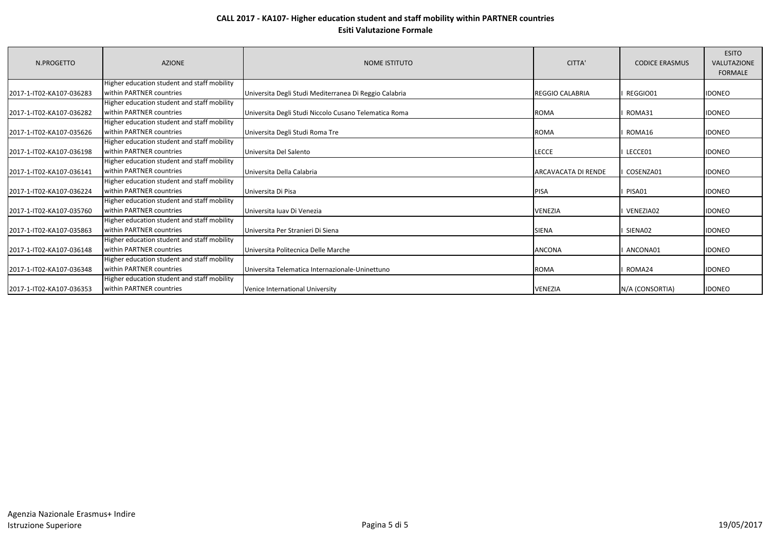**CALL 2017 - KA107- Higher education student and staff mobility within PARTNER countries**

**Esiti Valutazione Formale**

| N.PROGETTO | AZIONE | NOME ISTITUTO | CITTA' | CODICE ERASMUS | ESITO VALUTAZIONE FORMALE |
|---|---|---|---|---|---|
| 2017-1-IT02-KA107-036283 | Higher education student and staff mobility within PARTNER countries | Universita Degli Studi Mediterranea Di Reggio Calabria | REGGIO CALABRIA | I REGGIO01 | IDONEO |
| 2017-1-IT02-KA107-036282 | Higher education student and staff mobility within PARTNER countries | Universita Degli Studi Niccolo Cusano Telematica Roma | ROMA | I ROMA31 | IDONEO |
| 2017-1-IT02-KA107-035626 | Higher education student and staff mobility within PARTNER countries | Universita Degli Studi Roma Tre | ROMA | I ROMA16 | IDONEO |
| 2017-1-IT02-KA107-036198 | Higher education student and staff mobility within PARTNER countries | Universita Del Salento | LECCE | I LECCE01 | IDONEO |
| 2017-1-IT02-KA107-036141 | Higher education student and staff mobility within PARTNER countries | Universita Della Calabria | ARCAVACATA DI RENDE | I COSENZA01 | IDONEO |
| 2017-1-IT02-KA107-036224 | Higher education student and staff mobility within PARTNER countries | Universita Di Pisa | PISA | I PISA01 | IDONEO |
| 2017-1-IT02-KA107-035760 | Higher education student and staff mobility within PARTNER countries | Universita Iuav Di Venezia | VENEZIA | I VENEZIA02 | IDONEO |
| 2017-1-IT02-KA107-035863 | Higher education student and staff mobility within PARTNER countries | Universita Per Stranieri Di Siena | SIENA | I SIENA02 | IDONEO |
| 2017-1-IT02-KA107-036148 | Higher education student and staff mobility within PARTNER countries | Universita Politecnica Delle Marche | ANCONA | I ANCONA01 | IDONEO |
| 2017-1-IT02-KA107-036348 | Higher education student and staff mobility within PARTNER countries | Universita Telematica Internazionale-Uninettuno | ROMA | I ROMA24 | IDONEO |
| 2017-1-IT02-KA107-036353 | Higher education student and staff mobility within PARTNER countries | Venice International University | VENEZIA | N/A (CONSORTIA) | IDONEO |